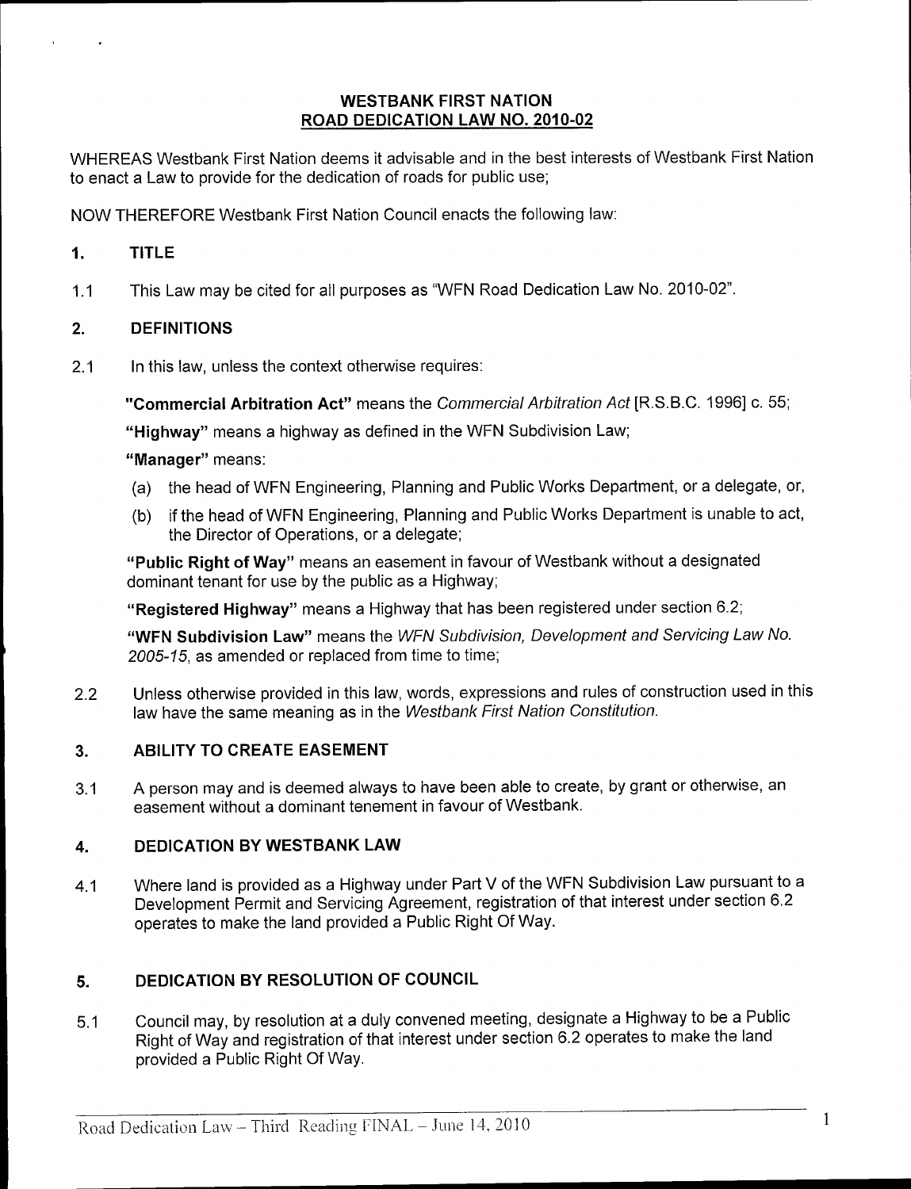# WESTBANK FIRST NATION
## ROAD DEDICATION LAW NO. 2010-02

WHEREAS Westbank First Nation deems it advisable and in the best interests of Westbank First Nation to enact a Law to provide for the dedication of roads for public use;

NOW THEREFORE Westbank First Nation Council enacts the following law:

### 1. TITLE

1.1 This Law may be cited for all purposes as "WFN Road Dedication Law No. 2010-02".

### 2. DEFINITIONS

2.1 In this law, unless the context otherwise requires:

**"Commercial Arbitration Act"** means the *Commercial Arbitration Act* [R.S.B.C. 1996] c. 55;

**"Highway"** means a highway as defined in the WFN Subdivision Law;

**"Manager"** means:

(a) the head of WFN Engineering, Planning and Public Works Department, or a delegate, or,

(b) if the head of WFN Engineering, Planning and Public Works Department is unable to act, the Director of Operations, or a delegate;

**"Public Right of Way"** means an easement in favour of Westbank without a designated dominant tenant for use by the public as a Highway;

**"Registered Highway"** means a Highway that has been registered under section 6.2;

**"WFN Subdivision Law"** means the *WFN Subdivision, Development and Servicing Law No. 2005-15*, as amended or replaced from time to time;

2.2 Unless otherwise provided in this law, words, expressions and rules of construction used in this law have the same meaning as in the *Westbank First Nation Constitution*.

### 3. ABILITY TO CREATE EASEMENT

3.1 A person may and is deemed always to have been able to create, by grant or otherwise, an easement without a dominant tenement in favour of Westbank.

### 4. DEDICATION BY WESTBANK LAW

4.1 Where land is provided as a Highway under Part V of the WFN Subdivision Law pursuant to a Development Permit and Servicing Agreement, registration of that interest under section 6.2 operates to make the land provided a Public Right Of Way.

### 5. DEDICATION BY RESOLUTION OF COUNCIL

5.1 Council may, by resolution at a duly convened meeting, designate a Highway to be a Public Right of Way and registration of that interest under section 6.2 operates to make the land provided a Public Right Of Way.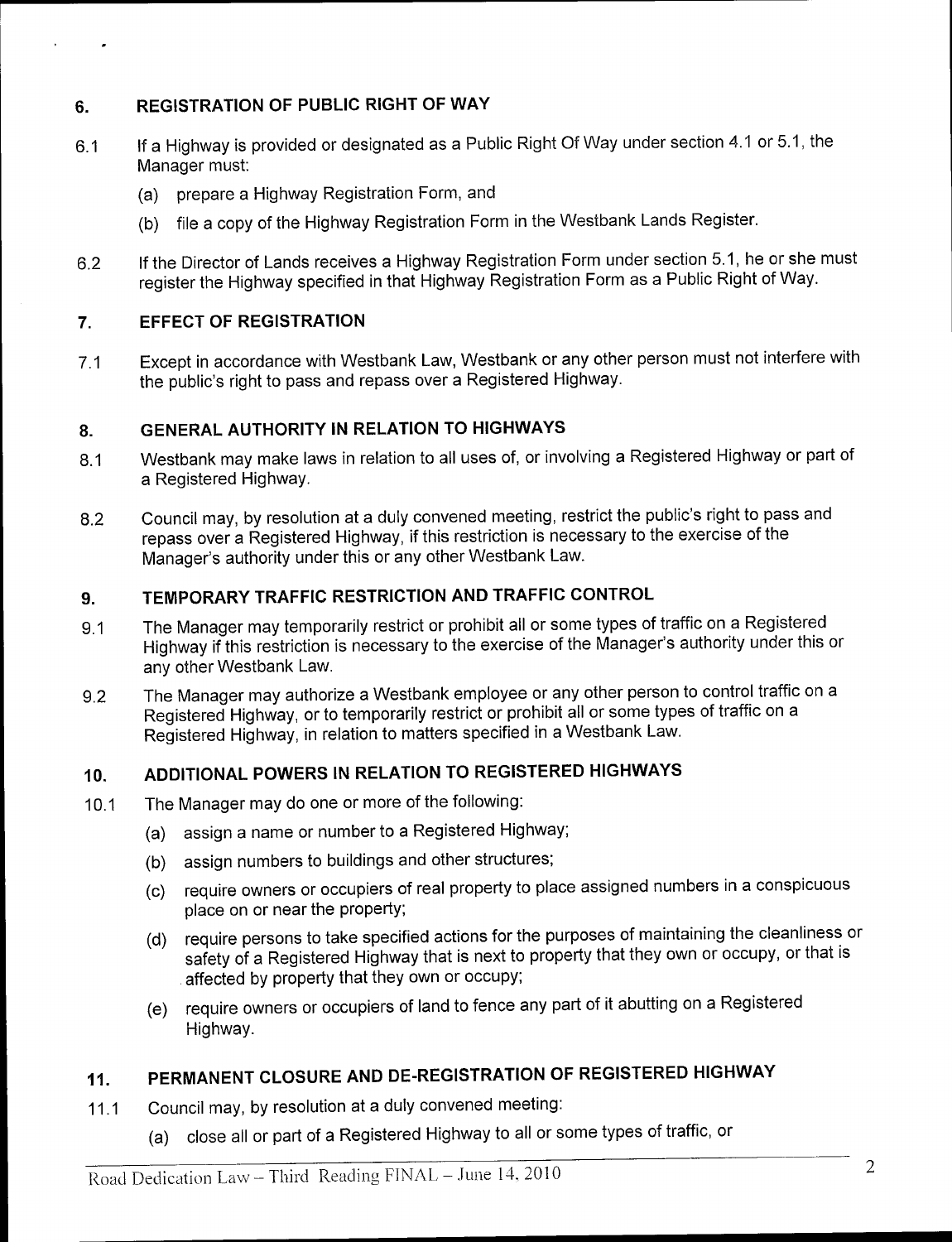## 6. REGISTRATION OF PUBLIC RIGHT OF WAY

6.1 If a Highway is provided or designated as a Public Right Of Way under section 4.1 or 5.1, the Manager must:

(a) prepare a Highway Registration Form, and

(b) file a copy of the Highway Registration Form in the Westbank Lands Register.

6.2 If the Director of Lands receives a Highway Registration Form under section 5.1, he or she must register the Highway specified in that Highway Registration Form as a Public Right of Way.

## 7. EFFECT OF REGISTRATION

7.1 Except in accordance with Westbank Law, Westbank or any other person must not interfere with the public's right to pass and repass over a Registered Highway.

## 8. GENERAL AUTHORITY IN RELATION TO HIGHWAYS

8.1 Westbank may make laws in relation to all uses of, or involving a Registered Highway or part of a Registered Highway.

8.2 Council may, by resolution at a duly convened meeting, restrict the public's right to pass and repass over a Registered Highway, if this restriction is necessary to the exercise of the Manager's authority under this or any other Westbank Law.

## 9. TEMPORARY TRAFFIC RESTRICTION AND TRAFFIC CONTROL

9.1 The Manager may temporarily restrict or prohibit all or some types of traffic on a Registered Highway if this restriction is necessary to the exercise of the Manager's authority under this or any other Westbank Law.

9.2 The Manager may authorize a Westbank employee or any other person to control traffic on a Registered Highway, or to temporarily restrict or prohibit all or some types of traffic on a Registered Highway, in relation to matters specified in a Westbank Law.

## 10. ADDITIONAL POWERS IN RELATION TO REGISTERED HIGHWAYS

10.1 The Manager may do one or more of the following:

(a) assign a name or number to a Registered Highway;

(b) assign numbers to buildings and other structures;

(c) require owners or occupiers of real property to place assigned numbers in a conspicuous place on or near the property;

(d) require persons to take specified actions for the purposes of maintaining the cleanliness or safety of a Registered Highway that is next to property that they own or occupy, or that is affected by property that they own or occupy;

(e) require owners or occupiers of land to fence any part of it abutting on a Registered Highway.

## 11. PERMANENT CLOSURE AND DE-REGISTRATION OF REGISTERED HIGHWAY

11.1 Council may, by resolution at a duly convened meeting:

(a) close all or part of a Registered Highway to all or some types of traffic, or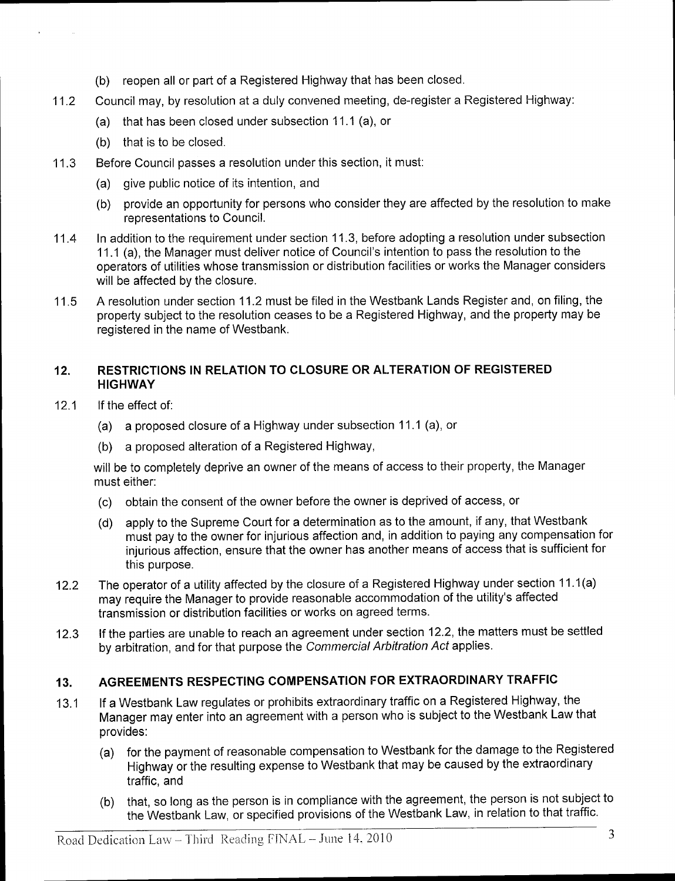(b) reopen all or part of a Registered Highway that has been closed.

11.2 Council may, by resolution at a duly convened meeting, de-register a Registered Highway:

(a) that has been closed under subsection 11.1 (a), or

(b) that is to be closed.

11.3 Before Council passes a resolution under this section, it must:

(a) give public notice of its intention, and

(b) provide an opportunity for persons who consider they are affected by the resolution to make representations to Council.

11.4 In addition to the requirement under section 11.3, before adopting a resolution under subsection 11.1 (a), the Manager must deliver notice of Council's intention to pass the resolution to the operators of utilities whose transmission or distribution facilities or works the Manager considers will be affected by the closure.

11.5 A resolution under section 11.2 must be filed in the Westbank Lands Register and, on filing, the property subject to the resolution ceases to be a Registered Highway, and the property may be registered in the name of Westbank.

## 12. RESTRICTIONS IN RELATION TO CLOSURE OR ALTERATION OF REGISTERED HIGHWAY

12.1 If the effect of:

(a) a proposed closure of a Highway under subsection 11.1 (a), or

(b) a proposed alteration of a Registered Highway,

will be to completely deprive an owner of the means of access to their property, the Manager must either:

(c) obtain the consent of the owner before the owner is deprived of access, or

(d) apply to the Supreme Court for a determination as to the amount, if any, that Westbank must pay to the owner for injurious affection and, in addition to paying any compensation for injurious affection, ensure that the owner has another means of access that is sufficient for this purpose.

12.2 The operator of a utility affected by the closure of a Registered Highway under section 11.1(a) may require the Manager to provide reasonable accommodation of the utility's affected transmission or distribution facilities or works on agreed terms.

12.3 If the parties are unable to reach an agreement under section 12.2, the matters must be settled by arbitration, and for that purpose the *Commercial Arbitration Act* applies.

## 13. AGREEMENTS RESPECTING COMPENSATION FOR EXTRAORDINARY TRAFFIC

13.1 If a Westbank Law regulates or prohibits extraordinary traffic on a Registered Highway, the Manager may enter into an agreement with a person who is subject to the Westbank Law that provides:

(a) for the payment of reasonable compensation to Westbank for the damage to the Registered Highway or the resulting expense to Westbank that may be caused by the extraordinary traffic, and

(b) that, so long as the person is in compliance with the agreement, the person is not subject to the Westbank Law, or specified provisions of the Westbank Law, in relation to that traffic.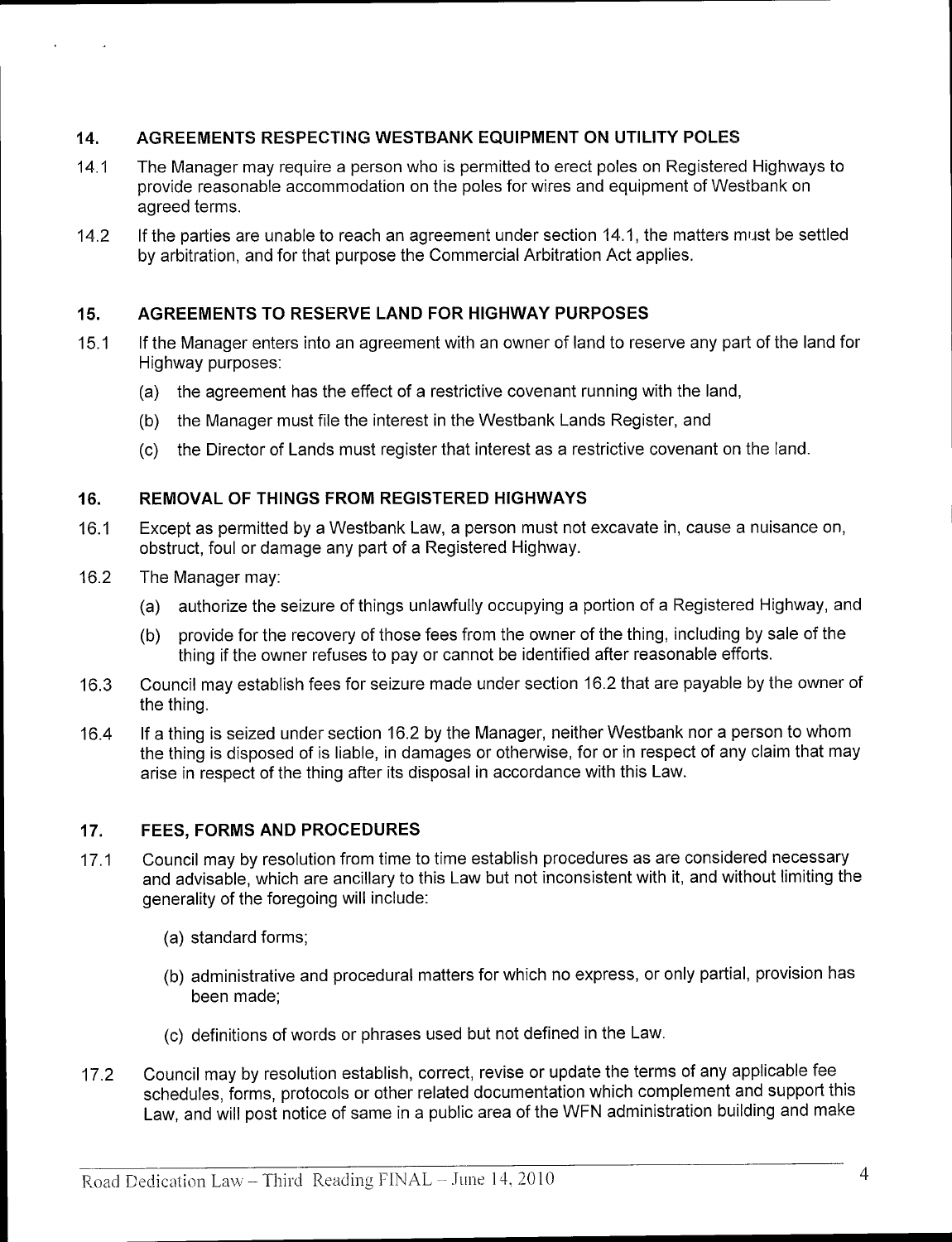## 14. AGREEMENTS RESPECTING WESTBANK EQUIPMENT ON UTILITY POLES

14.1 The Manager may require a person who is permitted to erect poles on Registered Highways to provide reasonable accommodation on the poles for wires and equipment of Westbank on agreed terms.

14.2 If the parties are unable to reach an agreement under section 14.1, the matters must be settled by arbitration, and for that purpose the Commercial Arbitration Act applies.

## 15. AGREEMENTS TO RESERVE LAND FOR HIGHWAY PURPOSES

15.1 If the Manager enters into an agreement with an owner of land to reserve any part of the land for Highway purposes:

- (a) the agreement has the effect of a restrictive covenant running with the land,
- (b) the Manager must file the interest in the Westbank Lands Register, and
- (c) the Director of Lands must register that interest as a restrictive covenant on the land.

## 16. REMOVAL OF THINGS FROM REGISTERED HIGHWAYS

16.1 Except as permitted by a Westbank Law, a person must not excavate in, cause a nuisance on, obstruct, foul or damage any part of a Registered Highway.

16.2 The Manager may:

- (a) authorize the seizure of things unlawfully occupying a portion of a Registered Highway, and
- (b) provide for the recovery of those fees from the owner of the thing, including by sale of the thing if the owner refuses to pay or cannot be identified after reasonable efforts.

16.3 Council may establish fees for seizure made under section 16.2 that are payable by the owner of the thing.

16.4 If a thing is seized under section 16.2 by the Manager, neither Westbank nor a person to whom the thing is disposed of is liable, in damages or otherwise, for or in respect of any claim that may arise in respect of the thing after its disposal in accordance with this Law.

## 17. FEES, FORMS AND PROCEDURES

17.1 Council may by resolution from time to time establish procedures as are considered necessary and advisable, which are ancillary to this Law but not inconsistent with it, and without limiting the generality of the foregoing will include:

- (a) standard forms;
- (b) administrative and procedural matters for which no express, or only partial, provision has been made;
- (c) definitions of words or phrases used but not defined in the Law.

17.2 Council may by resolution establish, correct, revise or update the terms of any applicable fee schedules, forms, protocols or other related documentation which complement and support this Law, and will post notice of same in a public area of the WFN administration building and make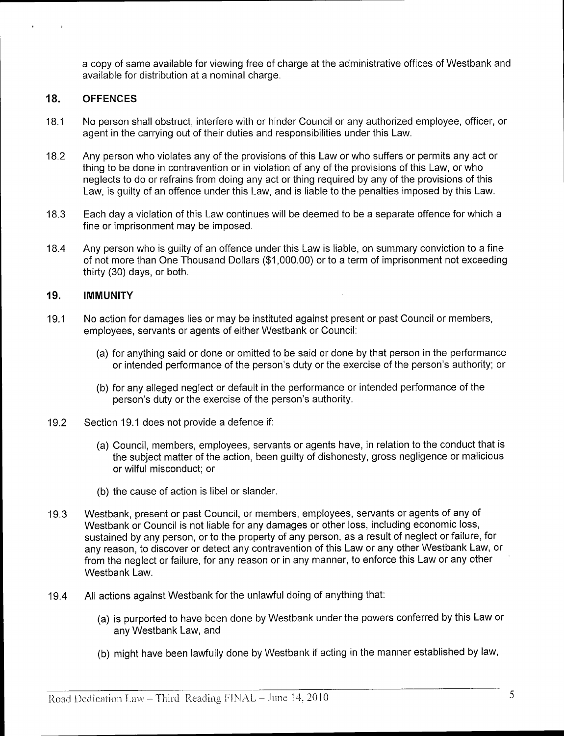a copy of same available for viewing free of charge at the administrative offices of Westbank and available for distribution at a nominal charge.

## 18. OFFENCES

18.1 No person shall obstruct, interfere with or hinder Council or any authorized employee, officer, or agent in the carrying out of their duties and responsibilities under this Law.

18.2 Any person who violates any of the provisions of this Law or who suffers or permits any act or thing to be done in contravention or in violation of any of the provisions of this Law, or who neglects to do or refrains from doing any act or thing required by any of the provisions of this Law, is guilty of an offence under this Law, and is liable to the penalties imposed by this Law.

18.3 Each day a violation of this Law continues will be deemed to be a separate offence for which a fine or imprisonment may be imposed.

18.4 Any person who is guilty of an offence under this Law is liable, on summary conviction to a fine of not more than One Thousand Dollars ($1,000.00) or to a term of imprisonment not exceeding thirty (30) days, or both.

## 19. IMMUNITY

19.1 No action for damages lies or may be instituted against present or past Council or members, employees, servants or agents of either Westbank or Council:

(a) for anything said or done or omitted to be said or done by that person in the performance or intended performance of the person's duty or the exercise of the person's authority; or

(b) for any alleged neglect or default in the performance or intended performance of the person's duty or the exercise of the person's authority.

19.2 Section 19.1 does not provide a defence if:

(a) Council, members, employees, servants or agents have, in relation to the conduct that is the subject matter of the action, been guilty of dishonesty, gross negligence or malicious or wilful misconduct; or

(b) the cause of action is libel or slander.

19.3 Westbank, present or past Council, or members, employees, servants or agents of any of Westbank or Council is not liable for any damages or other loss, including economic loss, sustained by any person, or to the property of any person, as a result of neglect or failure, for any reason, to discover or detect any contravention of this Law or any other Westbank Law, or from the neglect or failure, for any reason or in any manner, to enforce this Law or any other Westbank Law.

19.4 All actions against Westbank for the unlawful doing of anything that:

(a) is purported to have been done by Westbank under the powers conferred by this Law or any Westbank Law, and

(b) might have been lawfully done by Westbank if acting in the manner established by law,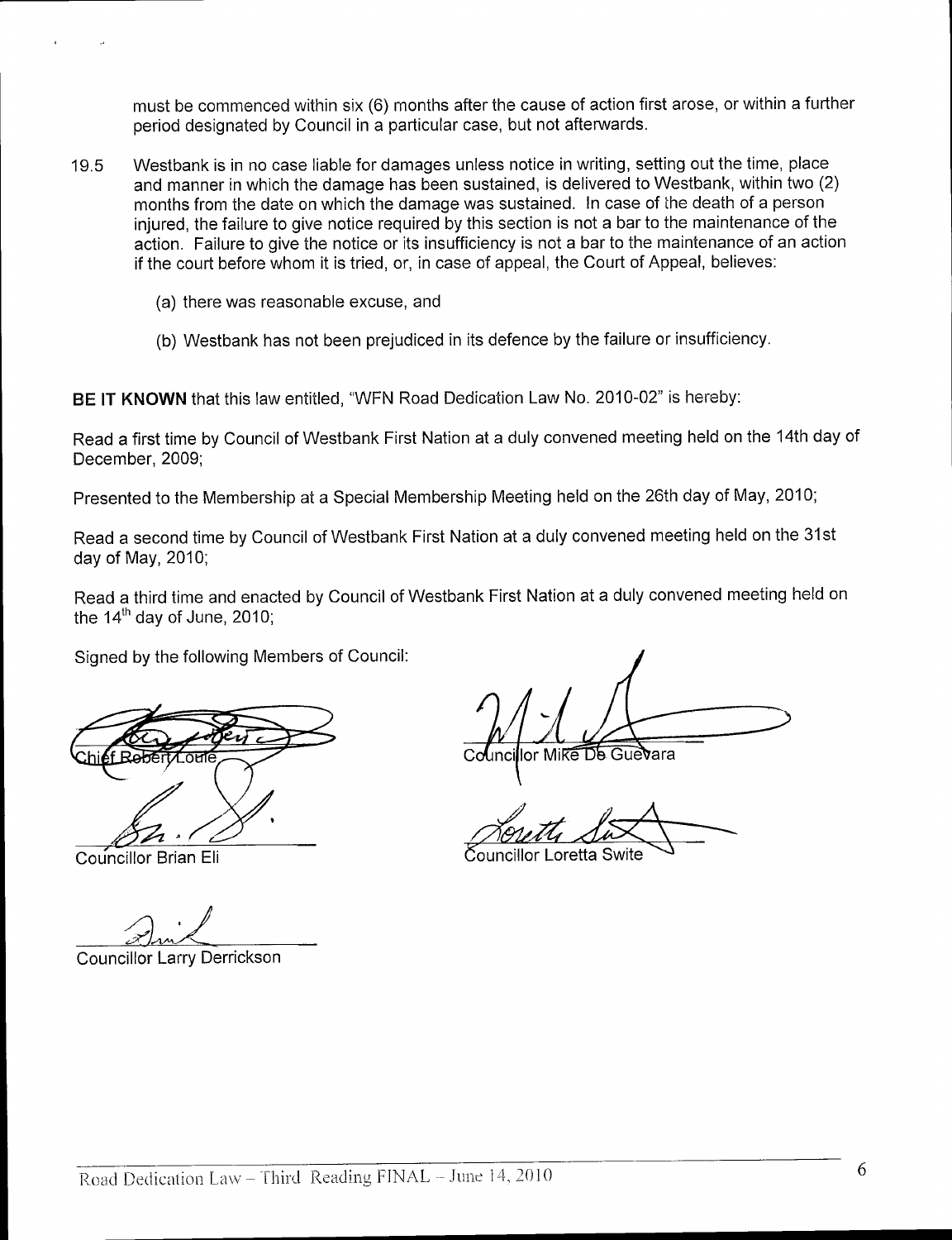must be commenced within six (6) months after the cause of action first arose, or within a further period designated by Council in a particular case, but not afterwards.

19.5 Westbank is in no case liable for damages unless notice in writing, setting out the time, place and manner in which the damage has been sustained, is delivered to Westbank, within two (2) months from the date on which the damage was sustained. In case of the death of a person injured, the failure to give notice required by this section is not a bar to the maintenance of the action. Failure to give the notice or its insufficiency is not a bar to the maintenance of an action if the court before whom it is tried, or, in case of appeal, the Court of Appeal, believes:

(a) there was reasonable excuse, and

(b) Westbank has not been prejudiced in its defence by the failure or insufficiency.

**BE IT KNOWN** that this law entitled, "WFN Road Dedication Law No. 2010-02" is hereby:

Read a first time by Council of Westbank First Nation at a duly convened meeting held on the 14th day of December, 2009;

Presented to the Membership at a Special Membership Meeting held on the 26th day of May, 2010;

Read a second time by Council of Westbank First Nation at a duly convened meeting held on the 31st day of May, 2010;

Read a third time and enacted by Council of Westbank First Nation at a duly convened meeting held on the 14th day of June, 2010;

Signed by the following Members of Council:

Chief Robert Louie

Councillor Mike De Guevara

Councillor Brian Eli

Councillor Loretta Swite

Councillor Larry Derrickson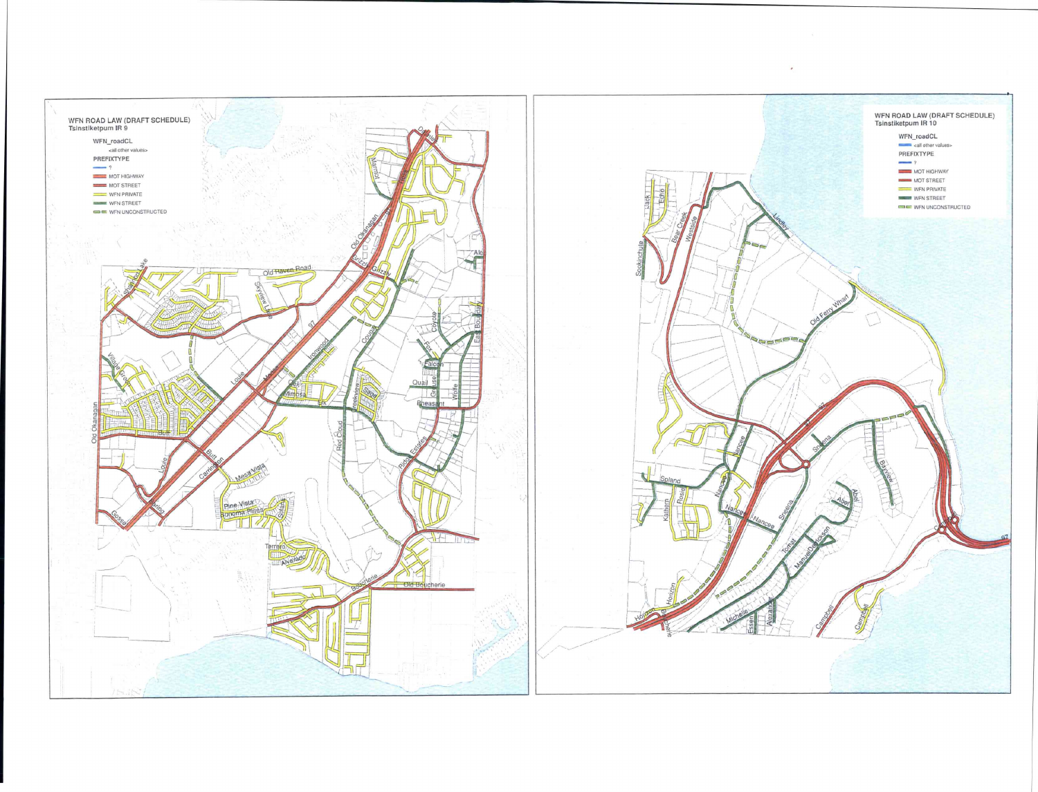WFN ROAD LAW (DRAFT SCHEDULE)
Tsinstiketpum IR 9

WFN_roadCL
<all other values>
PREFIXTYPE
?
MOT HIGHWAY
MOT STREET
WFN PRIVATE
WFN STREET
WFN UNCONSTRUCTED

WFN ROAD LAW (DRAFT SCHEDULE)
Tsinstiketpum IR 10

WFN_roadCL
<all other values>
PREFIXTYPE
?
MOT HIGHWAY
MOT STREET
WFN PRIVATE
WFN STREET
WFN UNCONSTRUCTED